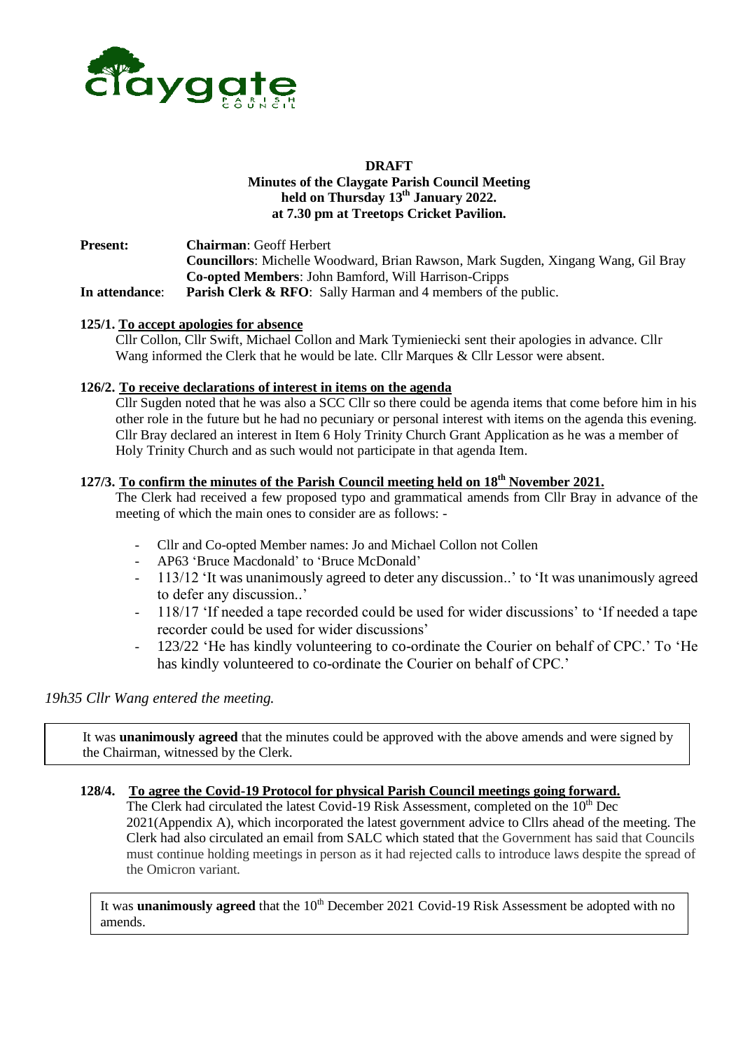**DRAFT**

**Minutes of the Claygate Parish Council Meeting held on Thursday 13th January 2022. at 7.30 pm at Treetops Cricket Pavilion.**

**Present:** **Chairman**: Geoff Herbert
**Councillors**: Michelle Woodward, Brian Rawson, Mark Sugden, Xingang Wang, Gil Bray
**Co-opted Members**: John Bamford, Will Harrison-Cripps

**In attendance**: **Parish Clerk & RFO**: Sally Harman and 4 members of the public.

**125/1. To accept apologies for absence**

Cllr Collon, Cllr Swift, Michael Collon and Mark Tymieniecki sent their apologies in advance. Cllr Wang informed the Clerk that he would be late. Cllr Marques & Cllr Lessor were absent.

**126/2. To receive declarations of interest in items on the agenda**

Cllr Sugden noted that he was also a SCC Cllr so there could be agenda items that come before him in his other role in the future but he had no pecuniary or personal interest with items on the agenda this evening. Cllr Bray declared an interest in Item 6 Holy Trinity Church Grant Application as he was a member of Holy Trinity Church and as such would not participate in that agenda Item.

**127/3. To confirm the minutes of the Parish Council meeting held on 18th November 2021.**

The Clerk had received a few proposed typo and grammatical amends from Cllr Bray in advance of the meeting of which the main ones to consider are as follows: -

- Cllr and Co-opted Member names: Jo and Michael Collon not Collen
- AP63 'Bruce Macdonald' to 'Bruce McDonald'
- 113/12 'It was unanimously agreed to deter any discussion..' to 'It was unanimously agreed to defer any discussion..'
- 118/17 'If needed a tape recorded could be used for wider discussions' to 'If needed a tape recorder could be used for wider discussions'
- 123/22 'He has kindly volunteering to co-ordinate the Courier on behalf of CPC.' To 'He has kindly volunteered to co-ordinate the Courier on behalf of CPC.'

*19h35 Cllr Wang entered the meeting.*

It was **unanimously agreed** that the minutes could be approved with the above amends and were signed by the Chairman, witnessed by the Clerk.

**128/4. To agree the Covid-19 Protocol for physical Parish Council meetings going forward.**

The Clerk had circulated the latest Covid-19 Risk Assessment, completed on the 10th Dec 2021(Appendix A), which incorporated the latest government advice to Cllrs ahead of the meeting. The Clerk had also circulated an email from SALC which stated that the Government has said that Councils must continue holding meetings in person as it had rejected calls to introduce laws despite the spread of the Omicron variant.

It was **unanimously agreed** that the 10th December 2021 Covid-19 Risk Assessment be adopted with no amends.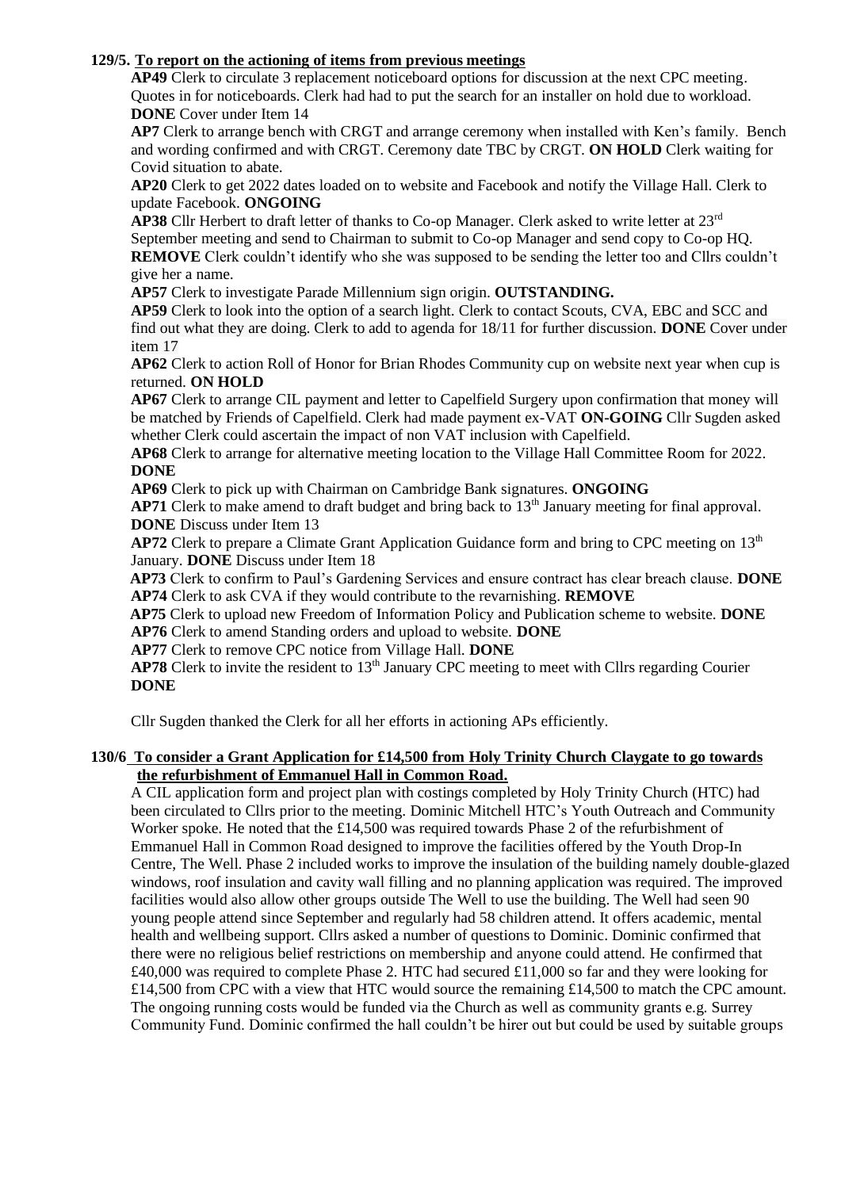**129/5. To report on the actioning of items from previous meetings**

**AP49** Clerk to circulate 3 replacement noticeboard options for discussion at the next CPC meeting. Quotes in for noticeboards. Clerk had had to put the search for an installer on hold due to workload. **DONE** Cover under Item 14

**AP7** Clerk to arrange bench with CRGT and arrange ceremony when installed with Ken's family. Bench and wording confirmed and with CRGT. Ceremony date TBC by CRGT. **ON HOLD** Clerk waiting for Covid situation to abate.

**AP20** Clerk to get 2022 dates loaded on to website and Facebook and notify the Village Hall. Clerk to update Facebook. **ONGOING**

**AP38** Cllr Herbert to draft letter of thanks to Co-op Manager. Clerk asked to write letter at 23rd September meeting and send to Chairman to submit to Co-op Manager and send copy to Co-op HQ. **REMOVE** Clerk couldn't identify who she was supposed to be sending the letter too and Cllrs couldn't give her a name.

**AP57** Clerk to investigate Parade Millennium sign origin. **OUTSTANDING.**

**AP59** Clerk to look into the option of a search light. Clerk to contact Scouts, CVA, EBC and SCC and find out what they are doing. Clerk to add to agenda for 18/11 for further discussion. **DONE** Cover under item 17

**AP62** Clerk to action Roll of Honor for Brian Rhodes Community cup on website next year when cup is returned. **ON HOLD**

**AP67** Clerk to arrange CIL payment and letter to Capelfield Surgery upon confirmation that money will be matched by Friends of Capelfield. Clerk had made payment ex-VAT **ON-GOING** Cllr Sugden asked whether Clerk could ascertain the impact of non VAT inclusion with Capelfield.

**AP68** Clerk to arrange for alternative meeting location to the Village Hall Committee Room for 2022. **DONE**

**AP69** Clerk to pick up with Chairman on Cambridge Bank signatures. **ONGOING**

**AP71** Clerk to make amend to draft budget and bring back to 13th January meeting for final approval. **DONE** Discuss under Item 13

**AP72** Clerk to prepare a Climate Grant Application Guidance form and bring to CPC meeting on 13th January. **DONE** Discuss under Item 18

**AP73** Clerk to confirm to Paul's Gardening Services and ensure contract has clear breach clause. **DONE**

**AP74** Clerk to ask CVA if they would contribute to the revarnishing. **REMOVE**

**AP75** Clerk to upload new Freedom of Information Policy and Publication scheme to website. **DONE**

**AP76** Clerk to amend Standing orders and upload to website. **DONE**

**AP77** Clerk to remove CPC notice from Village Hall. **DONE**

**AP78** Clerk to invite the resident to 13th January CPC meeting to meet with Cllrs regarding Courier **DONE**

Cllr Sugden thanked the Clerk for all her efforts in actioning APs efficiently.

**130/6 To consider a Grant Application for £14,500 from Holy Trinity Church Claygate to go towards the refurbishment of Emmanuel Hall in Common Road.**

A CIL application form and project plan with costings completed by Holy Trinity Church (HTC) had been circulated to Cllrs prior to the meeting. Dominic Mitchell HTC's Youth Outreach and Community Worker spoke. He noted that the £14,500 was required towards Phase 2 of the refurbishment of Emmanuel Hall in Common Road designed to improve the facilities offered by the Youth Drop-In Centre, The Well. Phase 2 included works to improve the insulation of the building namely double-glazed windows, roof insulation and cavity wall filling and no planning application was required. The improved facilities would also allow other groups outside The Well to use the building. The Well had seen 90 young people attend since September and regularly had 58 children attend. It offers academic, mental health and wellbeing support. Cllrs asked a number of questions to Dominic. Dominic confirmed that there were no religious belief restrictions on membership and anyone could attend. He confirmed that £40,000 was required to complete Phase 2. HTC had secured £11,000 so far and they were looking for £14,500 from CPC with a view that HTC would source the remaining £14,500 to match the CPC amount. The ongoing running costs would be funded via the Church as well as community grants e.g. Surrey Community Fund. Dominic confirmed the hall couldn't be hirer out but could be used by suitable groups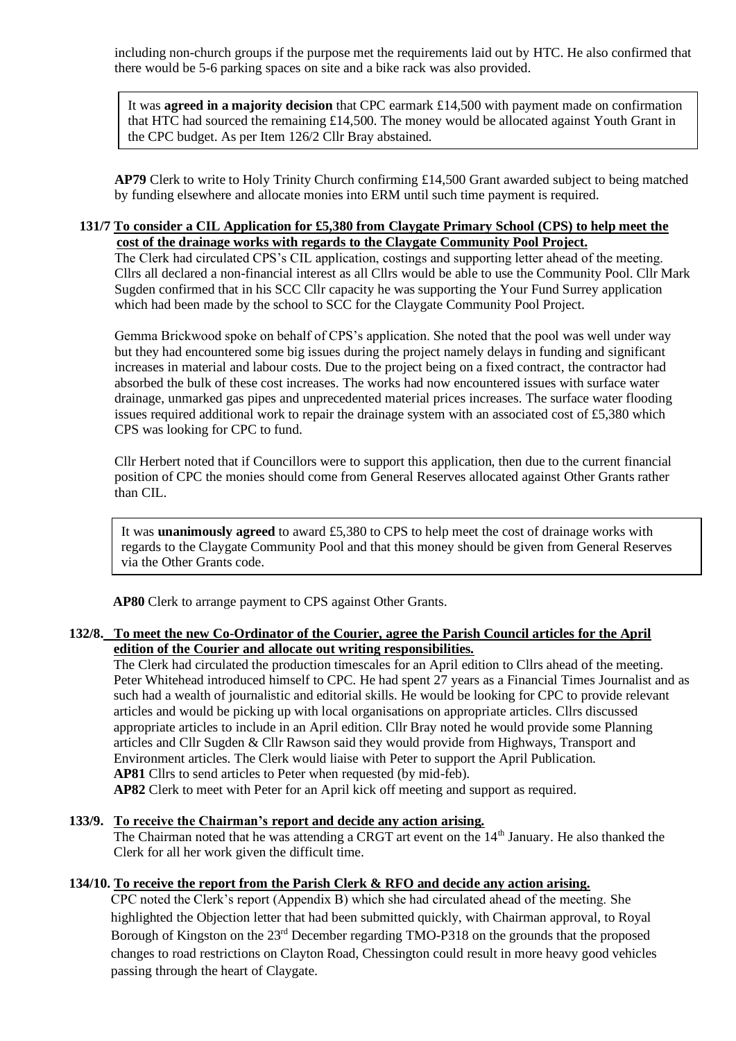including non-church groups if the purpose met the requirements laid out by HTC. He also confirmed that there would be 5-6 parking spaces on site and a bike rack was also provided.

> It was **agreed in a majority decision** that CPC earmark £14,500 with payment made on confirmation that HTC had sourced the remaining £14,500. The money would be allocated against Youth Grant in the CPC budget. As per Item 126/2 Cllr Bray abstained.

**AP79** Clerk to write to Holy Trinity Church confirming £14,500 Grant awarded subject to being matched by funding elsewhere and allocate monies into ERM until such time payment is required.

**131/7 <u>To consider a CIL Application for £5,380 from Claygate Primary School (CPS) to help meet the cost of the drainage works with regards to the Claygate Community Pool Project.</u>**

The Clerk had circulated CPS's CIL application, costings and supporting letter ahead of the meeting. Cllrs all declared a non-financial interest as all Cllrs would be able to use the Community Pool. Cllr Mark Sugden confirmed that in his SCC Cllr capacity he was supporting the Your Fund Surrey application which had been made by the school to SCC for the Claygate Community Pool Project.

Gemma Brickwood spoke on behalf of CPS's application. She noted that the pool was well under way but they had encountered some big issues during the project namely delays in funding and significant increases in material and labour costs. Due to the project being on a fixed contract, the contractor had absorbed the bulk of these cost increases. The works had now encountered issues with surface water drainage, unmarked gas pipes and unprecedented material prices increases. The surface water flooding issues required additional work to repair the drainage system with an associated cost of £5,380 which CPS was looking for CPC to fund.

Cllr Herbert noted that if Councillors were to support this application, then due to the current financial position of CPC the monies should come from General Reserves allocated against Other Grants rather than CIL.

> It was **unanimously agreed** to award £5,380 to CPS to help meet the cost of drainage works with regards to the Claygate Community Pool and that this money should be given from General Reserves via the Other Grants code.

**AP80** Clerk to arrange payment to CPS against Other Grants.

**132/8. <u>To meet the new Co-Ordinator of the Courier, agree the Parish Council articles for the April edition of the Courier and allocate out writing responsibilities.</u>**

The Clerk had circulated the production timescales for an April edition to Cllrs ahead of the meeting. Peter Whitehead introduced himself to CPC. He had spent 27 years as a Financial Times Journalist and as such had a wealth of journalistic and editorial skills. He would be looking for CPC to provide relevant articles and would be picking up with local organisations on appropriate articles. Cllrs discussed appropriate articles to include in an April edition. Cllr Bray noted he would provide some Planning articles and Cllr Sugden & Cllr Rawson said they would provide from Highways, Transport and Environment articles. The Clerk would liaise with Peter to support the April Publication.

**AP81** Cllrs to send articles to Peter when requested (by mid-feb).

**AP82** Clerk to meet with Peter for an April kick off meeting and support as required.

**133/9. <u>To receive the Chairman's report and decide any action arising.</u>**

The Chairman noted that he was attending a CRGT art event on the 14th January. He also thanked the Clerk for all her work given the difficult time.

**134/10. <u>To receive the report from the Parish Clerk & RFO and decide any action arising.</u>**

CPC noted the Clerk's report (Appendix B) which she had circulated ahead of the meeting. She highlighted the Objection letter that had been submitted quickly, with Chairman approval, to Royal Borough of Kingston on the 23rd December regarding TMO-P318 on the grounds that the proposed changes to road restrictions on Clayton Road, Chessington could result in more heavy good vehicles passing through the heart of Claygate.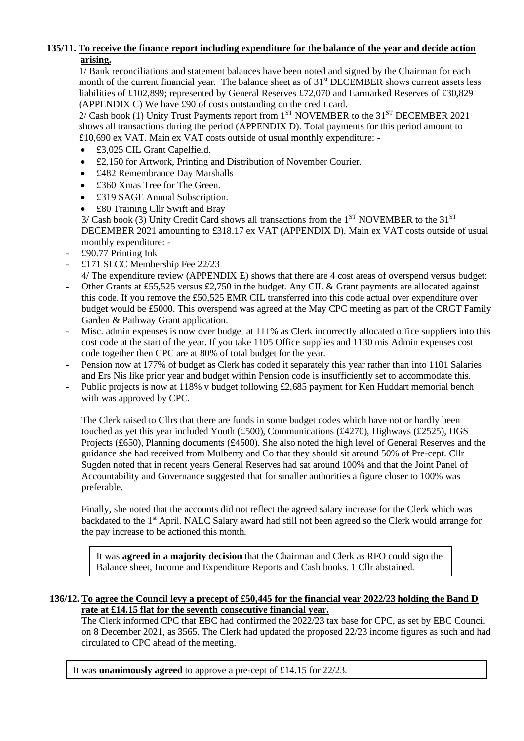**135/11. To receive the finance report including expenditure for the balance of the year and decide action arising.**

1/ Bank reconciliations and statement balances have been noted and signed by the Chairman for each month of the current financial year. The balance sheet as of 31st DECEMBER shows current assets less liabilities of £102,899; represented by General Reserves £72,070 and Earmarked Reserves of £30,829 (APPENDIX C) We have £90 of costs outstanding on the credit card.

2/ Cash book (1) Unity Trust Payments report from 1ST NOVEMBER to the 31ST DECEMBER 2021 shows all transactions during the period (APPENDIX D). Total payments for this period amount to £10,690 ex VAT. Main ex VAT costs outside of usual monthly expenditure: -

- £3,025 CIL Grant Capelfield.
- £2,150 for Artwork, Printing and Distribution of November Courier.
- £482 Remembrance Day Marshalls
- £360 Xmas Tree for The Green.
- £319 SAGE Annual Subscription.
- £80 Training Cllr Swift and Bray

3/ Cash book (3) Unity Credit Card shows all transactions from the 1ST NOVEMBER to the 31ST DECEMBER 2021 amounting to £318.17 ex VAT (APPENDIX D). Main ex VAT costs outside of usual monthly expenditure: -

- £90.77 Printing Ink
- £171 SLCC Membership Fee 22/23

4/ The expenditure review (APPENDIX E) shows that there are 4 cost areas of overspend versus budget:

- Other Grants at £55,525 versus £2,750 in the budget. Any CIL & Grant payments are allocated against this code. If you remove the £50,525 EMR CIL transferred into this code actual over expenditure over budget would be £5000. This overspend was agreed at the May CPC meeting as part of the CRGT Family Garden & Pathway Grant application.
- Misc. admin expenses is now over budget at 111% as Clerk incorrectly allocated office suppliers into this cost code at the start of the year. If you take 1105 Office supplies and 1130 mis Admin expenses cost code together then CPC are at 80% of total budget for the year.
- Pension now at 177% of budget as Clerk has coded it separately this year rather than into 1101 Salaries and Ers Nis like prior year and budget within Pension code is insufficiently set to accommodate this.
- Public projects is now at 118% v budget following £2,685 payment for Ken Huddart memorial bench with was approved by CPC.

The Clerk raised to Cllrs that there are funds in some budget codes which have not or hardly been touched as yet this year included Youth (£500), Communications (£4270), Highways (£2525), HGS Projects (£650), Planning documents (£4500). She also noted the high level of General Reserves and the guidance she had received from Mulberry and Co that they should sit around 50% of Pre-cept. Cllr Sugden noted that in recent years General Reserves had sat around 100% and that the Joint Panel of Accountability and Governance suggested that for smaller authorities a figure closer to 100% was preferable.

Finally, she noted that the accounts did not reflect the agreed salary increase for the Clerk which was backdated to the 1st April. NALC Salary award had still not been agreed so the Clerk would arrange for the pay increase to be actioned this month.

It was **agreed in a majority decision** that the Chairman and Clerk as RFO could sign the Balance sheet, Income and Expenditure Reports and Cash books. 1 Cllr abstained.

**136/12. To agree the Council levy a precept of £50,445 for the financial year 2022/23 holding the Band D rate at £14.15 flat for the seventh consecutive financial year.**

The Clerk informed CPC that EBC had confirmed the 2022/23 tax base for CPC, as set by EBC Council on 8 December 2021, as 3565. The Clerk had updated the proposed 22/23 income figures as such and had circulated to CPC ahead of the meeting.

It was **unanimously agreed** to approve a pre-cept of £14.15 for 22/23.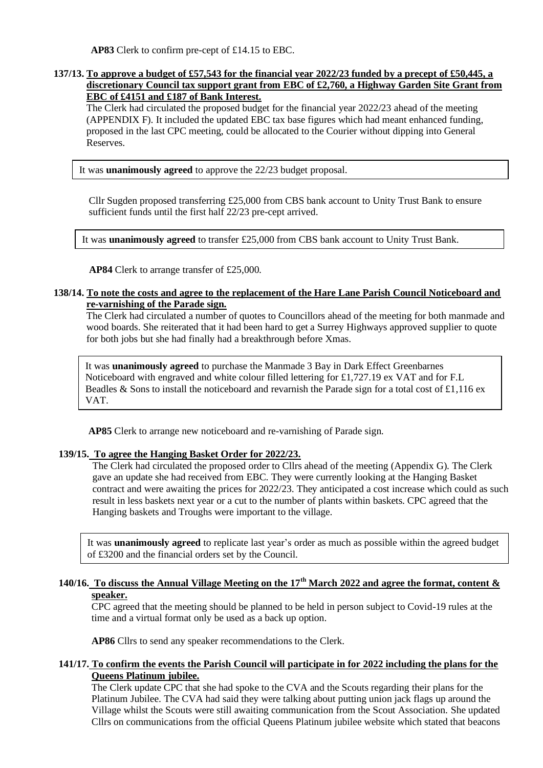**AP83** Clerk to confirm pre-cept of £14.15 to EBC.

**137/13. To approve a budget of £57,543 for the financial year 2022/23 funded by a precept of £50,445, a discretionary Council tax support grant from EBC of £2,760, a Highway Garden Site Grant from EBC of £4151 and £187 of Bank Interest.**

The Clerk had circulated the proposed budget for the financial year 2022/23 ahead of the meeting (APPENDIX F). It included the updated EBC tax base figures which had meant enhanced funding, proposed in the last CPC meeting, could be allocated to the Courier without dipping into General Reserves.

It was **unanimously agreed** to approve the 22/23 budget proposal.

Cllr Sugden proposed transferring £25,000 from CBS bank account to Unity Trust Bank to ensure sufficient funds until the first half 22/23 pre-cept arrived.

It was **unanimously agreed** to transfer £25,000 from CBS bank account to Unity Trust Bank.

**AP84** Clerk to arrange transfer of £25,000.

**138/14. To note the costs and agree to the replacement of the Hare Lane Parish Council Noticeboard and re-varnishing of the Parade sign.**

The Clerk had circulated a number of quotes to Councillors ahead of the meeting for both manmade and wood boards. She reiterated that it had been hard to get a Surrey Highways approved supplier to quote for both jobs but she had finally had a breakthrough before Xmas.

It was **unanimously agreed** to purchase the Manmade 3 Bay in Dark Effect Greenbarnes Noticeboard with engraved and white colour filled lettering for £1,727.19 ex VAT and for F.L Beadles & Sons to install the noticeboard and revarnish the Parade sign for a total cost of £1,116 ex VAT.

**AP85** Clerk to arrange new noticeboard and re-varnishing of Parade sign.

**139/15. To agree the Hanging Basket Order for 2022/23.**

The Clerk had circulated the proposed order to Cllrs ahead of the meeting (Appendix G). The Clerk gave an update she had received from EBC. They were currently looking at the Hanging Basket contract and were awaiting the prices for 2022/23. They anticipated a cost increase which could as such result in less baskets next year or a cut to the number of plants within baskets. CPC agreed that the Hanging baskets and Troughs were important to the village.

It was **unanimously agreed** to replicate last year's order as much as possible within the agreed budget of £3200 and the financial orders set by the Council.

**140/16. To discuss the Annual Village Meeting on the 17th March 2022 and agree the format, content & speaker.**

CPC agreed that the meeting should be planned to be held in person subject to Covid-19 rules at the time and a virtual format only be used as a back up option.

**AP86** Cllrs to send any speaker recommendations to the Clerk.

**141/17. To confirm the events the Parish Council will participate in for 2022 including the plans for the Queens Platinum jubilee.**

The Clerk update CPC that she had spoke to the CVA and the Scouts regarding their plans for the Platinum Jubilee. The CVA had said they were talking about putting union jack flags up around the Village whilst the Scouts were still awaiting communication from the Scout Association. She updated Cllrs on communications from the official Queens Platinum jubilee website which stated that beacons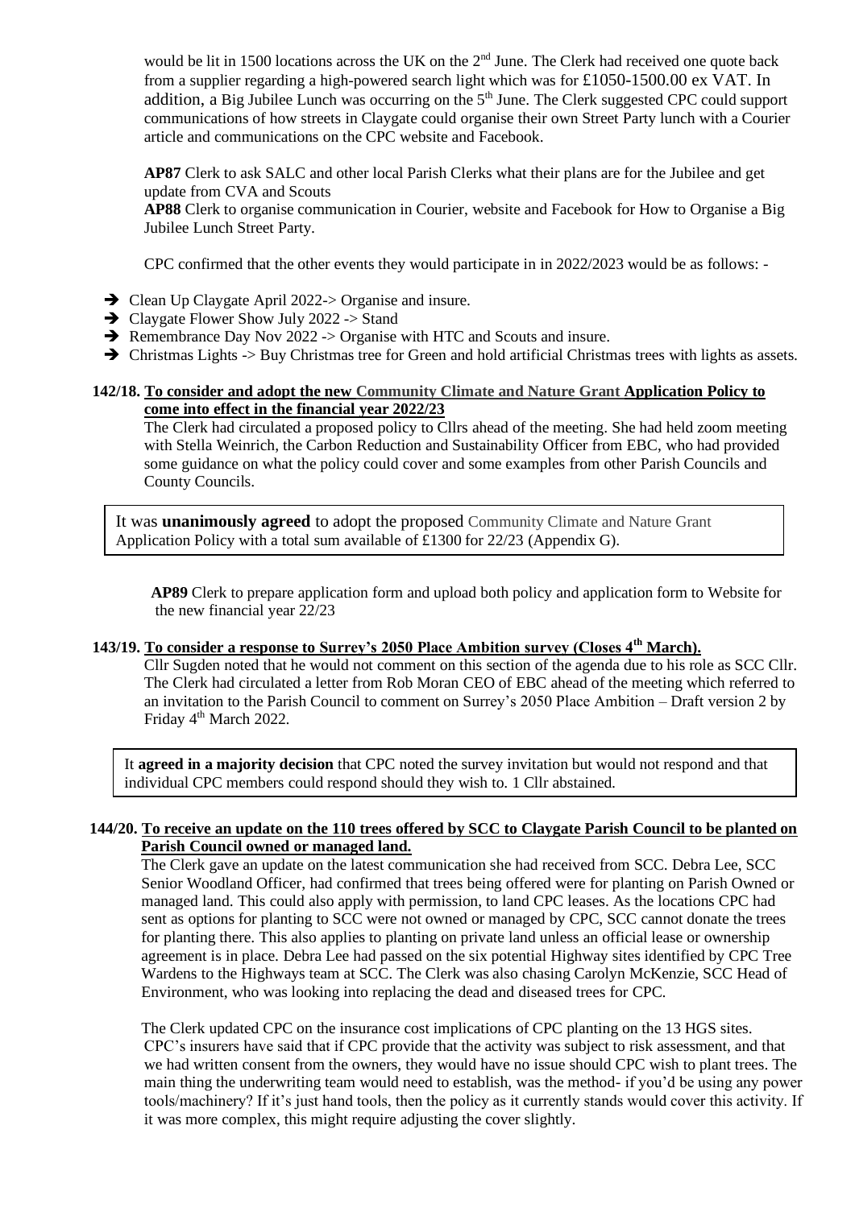would be lit in 1500 locations across the UK on the 2nd June. The Clerk had received one quote back from a supplier regarding a high-powered search light which was for £1050-1500.00 ex VAT. In addition, a Big Jubilee Lunch was occurring on the 5th June. The Clerk suggested CPC could support communications of how streets in Claygate could organise their own Street Party lunch with a Courier article and communications on the CPC website and Facebook.

**AP87** Clerk to ask SALC and other local Parish Clerks what their plans are for the Jubilee and get update from CVA and Scouts

**AP88** Clerk to organise communication in Courier, website and Facebook for How to Organise a Big Jubilee Lunch Street Party.

CPC confirmed that the other events they would participate in in 2022/2023 would be as follows: -

- Clean Up Claygate April 2022-> Organise and insure.
- Claygate Flower Show July 2022 -> Stand
- Remembrance Day Nov 2022 -> Organise with HTC and Scouts and insure.
- Christmas Lights -> Buy Christmas tree for Green and hold artificial Christmas trees with lights as assets.

**142/18. <u>To consider and adopt the new Community Climate and Nature Grant Application Policy to come into effect in the financial year 2022/23</u>**

The Clerk had circulated a proposed policy to Cllrs ahead of the meeting. She had held zoom meeting with Stella Weinrich, the Carbon Reduction and Sustainability Officer from EBC, who had provided some guidance on what the policy could cover and some examples from other Parish Councils and County Councils.

It was **unanimously agreed** to adopt the proposed Community Climate and Nature Grant Application Policy with a total sum available of £1300 for 22/23 (Appendix G).

**AP89** Clerk to prepare application form and upload both policy and application form to Website for the new financial year 22/23

**143/19. <u>To consider a response to Surrey's 2050 Place Ambition survey (Closes 4th March).</u>**

Cllr Sugden noted that he would not comment on this section of the agenda due to his role as SCC Cllr. The Clerk had circulated a letter from Rob Moran CEO of EBC ahead of the meeting which referred to an invitation to the Parish Council to comment on Surrey's 2050 Place Ambition – Draft version 2 by Friday 4th March 2022.

It **agreed in a majority decision** that CPC noted the survey invitation but would not respond and that individual CPC members could respond should they wish to. 1 Cllr abstained.

**144/20. <u>To receive an update on the 110 trees offered by SCC to Claygate Parish Council to be planted on Parish Council owned or managed land.</u>**

The Clerk gave an update on the latest communication she had received from SCC. Debra Lee, SCC Senior Woodland Officer, had confirmed that trees being offered were for planting on Parish Owned or managed land. This could also apply with permission, to land CPC leases. As the locations CPC had sent as options for planting to SCC were not owned or managed by CPC, SCC cannot donate the trees for planting there. This also applies to planting on private land unless an official lease or ownership agreement is in place. Debra Lee had passed on the six potential Highway sites identified by CPC Tree Wardens to the Highways team at SCC. The Clerk was also chasing Carolyn McKenzie, SCC Head of Environment, who was looking into replacing the dead and diseased trees for CPC.

The Clerk updated CPC on the insurance cost implications of CPC planting on the 13 HGS sites. CPC's insurers have said that if CPC provide that the activity was subject to risk assessment, and that we had written consent from the owners, they would have no issue should CPC wish to plant trees. The main thing the underwriting team would need to establish, was the method- if you'd be using any power tools/machinery? If it's just hand tools, then the policy as it currently stands would cover this activity. If it was more complex, this might require adjusting the cover slightly.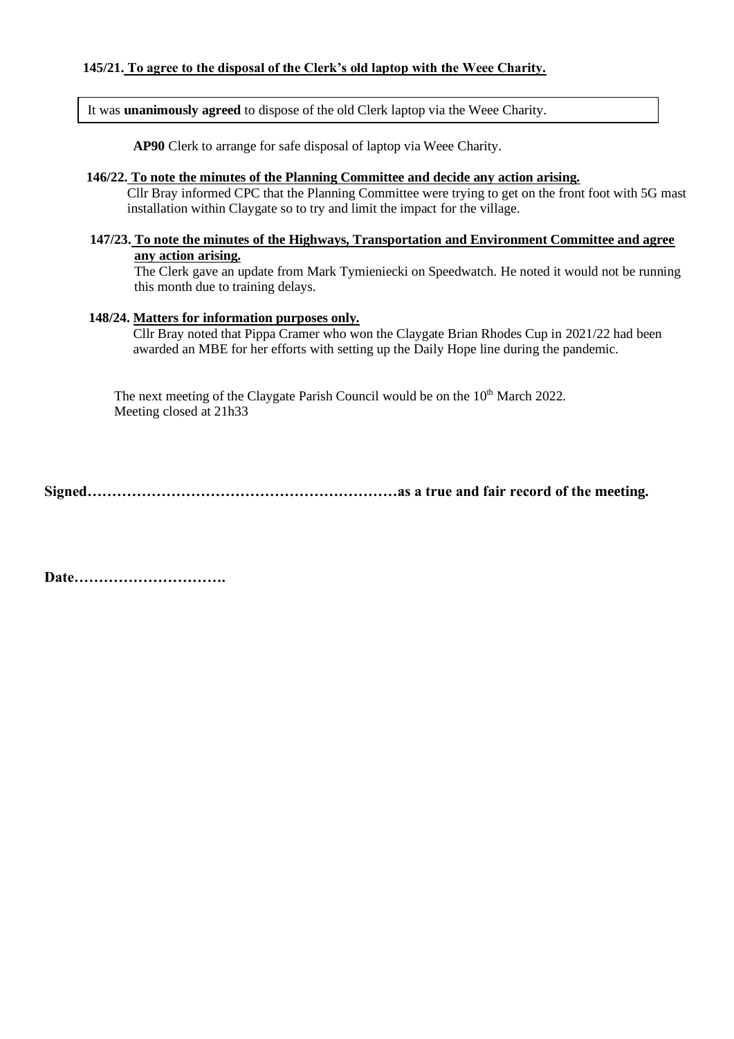**145/21. To agree to the disposal of the Clerk's old laptop with the Weee Charity.**

It was **unanimously agreed** to dispose of the old Clerk laptop via the Weee Charity.

**AP90** Clerk to arrange for safe disposal of laptop via Weee Charity.

**146/22. To note the minutes of the Planning Committee and decide any action arising.**

Cllr Bray informed CPC that the Planning Committee were trying to get on the front foot with 5G mast installation within Claygate so to try and limit the impact for the village.

**147/23. To note the minutes of the Highways, Transportation and Environment Committee and agree any action arising.**

The Clerk gave an update from Mark Tymieniecki on Speedwatch. He noted it would not be running this month due to training delays.

**148/24. Matters for information purposes only.**

Cllr Bray noted that Pippa Cramer who won the Claygate Brian Rhodes Cup in 2021/22 had been awarded an MBE for her efforts with setting up the Daily Hope line during the pandemic.

The next meeting of the Claygate Parish Council would be on the 10th March 2022.
Meeting closed at 21h33

**Signed………………………………………………………as a true and fair record of the meeting.**

**Date………………………….**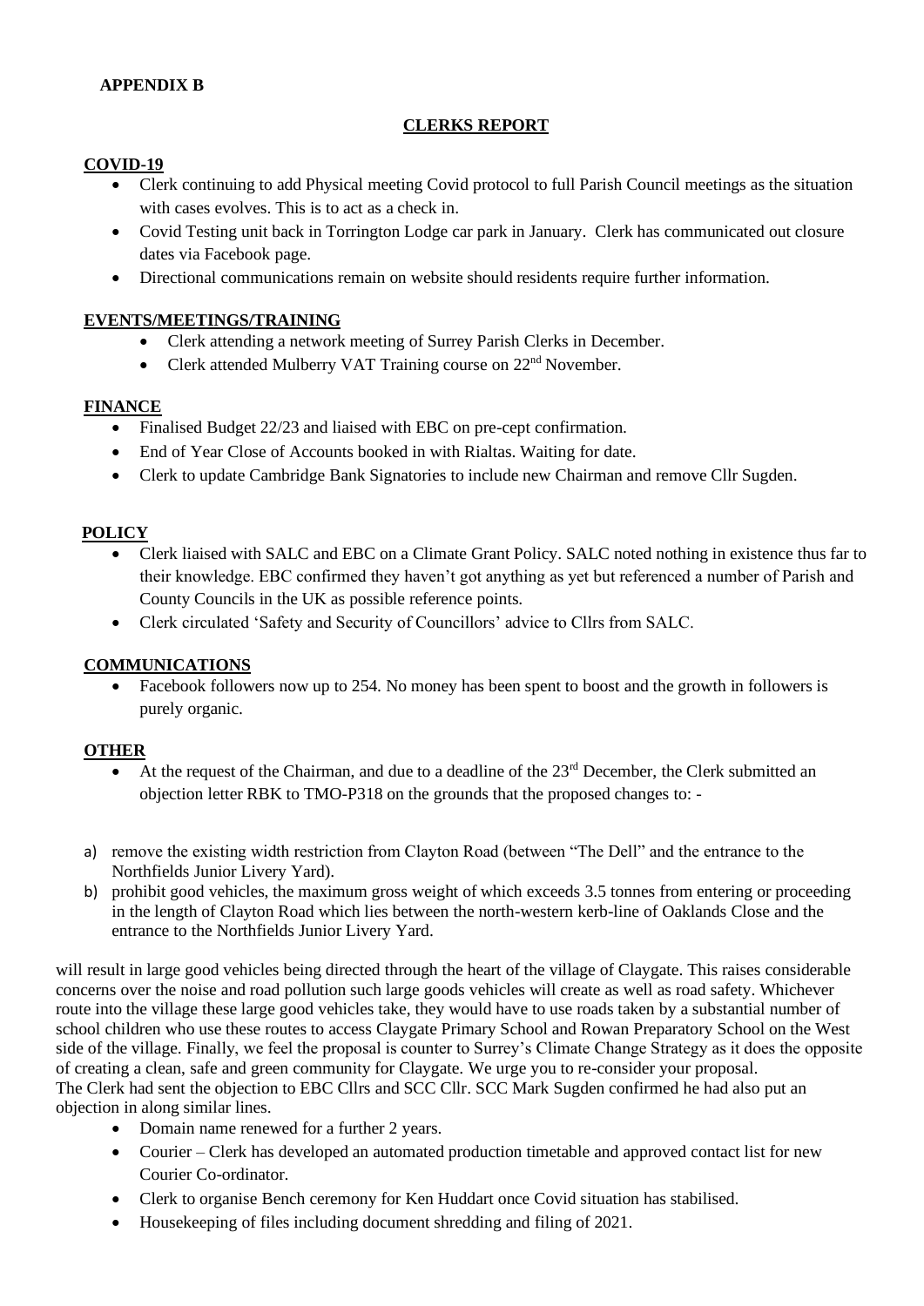**APPENDIX B**

## CLERKS REPORT

### COVID-19

- Clerk continuing to add Physical meeting Covid protocol to full Parish Council meetings as the situation with cases evolves. This is to act as a check in.
- Covid Testing unit back in Torrington Lodge car park in January. Clerk has communicated out closure dates via Facebook page.
- Directional communications remain on website should residents require further information.

### EVENTS/MEETINGS/TRAINING

- Clerk attending a network meeting of Surrey Parish Clerks in December.
- Clerk attended Mulberry VAT Training course on 22nd November.

### FINANCE

- Finalised Budget 22/23 and liaised with EBC on pre-cept confirmation.
- End of Year Close of Accounts booked in with Rialtas. Waiting for date.
- Clerk to update Cambridge Bank Signatories to include new Chairman and remove Cllr Sugden.

### POLICY

- Clerk liaised with SALC and EBC on a Climate Grant Policy. SALC noted nothing in existence thus far to their knowledge. EBC confirmed they haven't got anything as yet but referenced a number of Parish and County Councils in the UK as possible reference points.
- Clerk circulated 'Safety and Security of Councillors' advice to Cllrs from SALC.

### COMMUNICATIONS

- Facebook followers now up to 254. No money has been spent to boost and the growth in followers is purely organic.

### OTHER

- At the request of the Chairman, and due to a deadline of the 23rd December, the Clerk submitted an objection letter RBK to TMO-P318 on the grounds that the proposed changes to: -

a) remove the existing width restriction from Clayton Road (between "The Dell" and the entrance to the Northfields Junior Livery Yard).
b) prohibit good vehicles, the maximum gross weight of which exceeds 3.5 tonnes from entering or proceeding in the length of Clayton Road which lies between the north-western kerb-line of Oaklands Close and the entrance to the Northfields Junior Livery Yard.

will result in large good vehicles being directed through the heart of the village of Claygate. This raises considerable concerns over the noise and road pollution such large goods vehicles will create as well as road safety. Whichever route into the village these large good vehicles take, they would have to use roads taken by a substantial number of school children who use these routes to access Claygate Primary School and Rowan Preparatory School on the West side of the village. Finally, we feel the proposal is counter to Surrey's Climate Change Strategy as it does the opposite of creating a clean, safe and green community for Claygate. We urge you to re-consider your proposal.
The Clerk had sent the objection to EBC Cllrs and SCC Cllr. SCC Mark Sugden confirmed he had also put an objection in along similar lines.

- Domain name renewed for a further 2 years.
- Courier – Clerk has developed an automated production timetable and approved contact list for new Courier Co-ordinator.
- Clerk to organise Bench ceremony for Ken Huddart once Covid situation has stabilised.
- Housekeeping of files including document shredding and filing of 2021.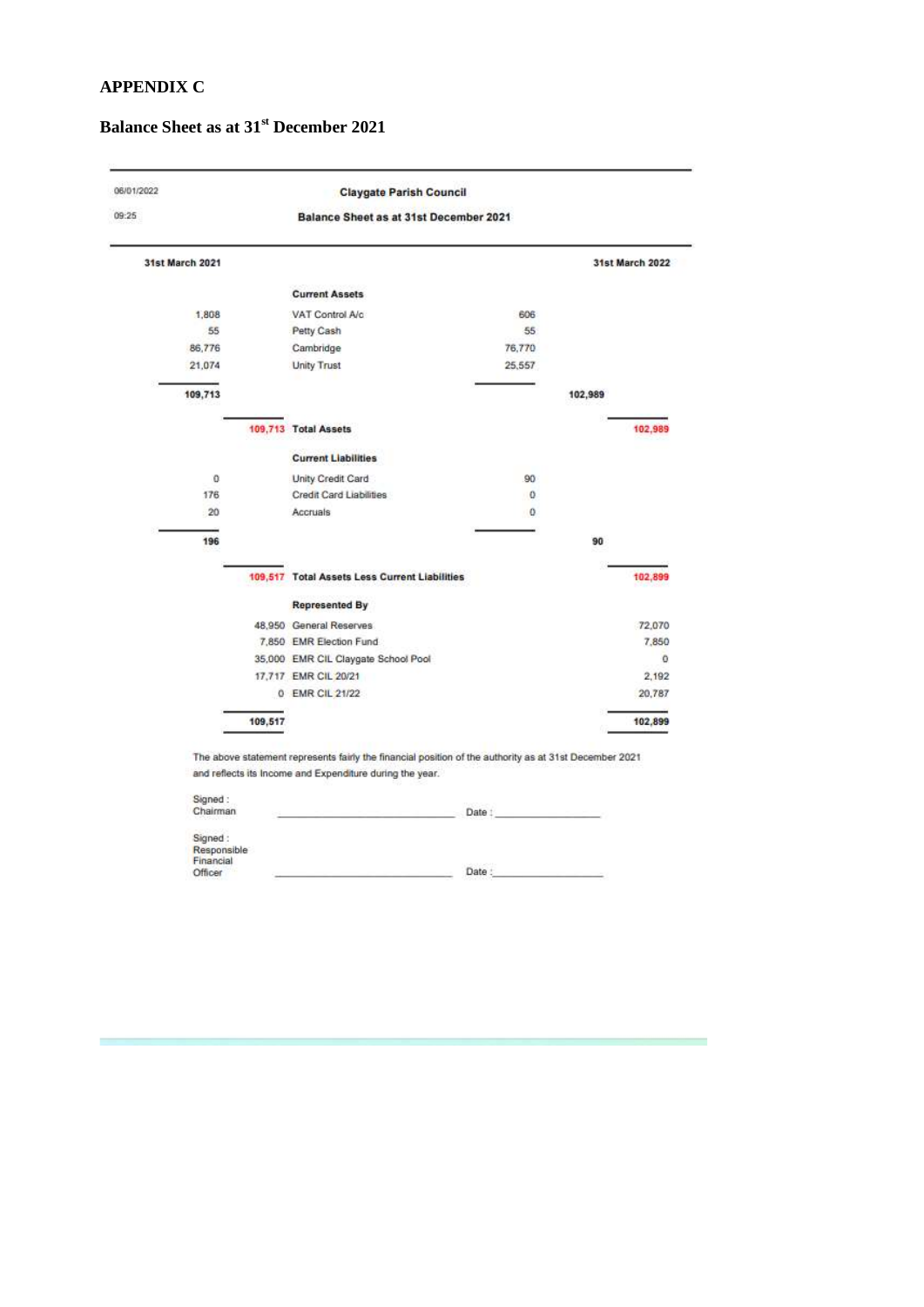## APPENDIX C

## Balance Sheet as at 31st December 2021

06/01/2022

09:25

**Claygate Parish Council**

**Balance Sheet as at 31st December 2021**

| 31st March 2021 | | | | 31st March 2022 |
|---|---|---|---|---|
| | | **Current Assets** | | |
| 1,808 | | VAT Control A/c | 606 | |
| 55 | | Petty Cash | 55 | |
| 86,776 | | Cambridge | 76,770 | |
| 21,074 | | Unity Trust | 25,557 | |
| **109,713** | | | | 102,989 |
| | 109,713 | **Total Assets** | | 102,989 |
| | | **Current Liabilities** | | |
| 0 | | Unity Credit Card | 90 | |
| 176 | | Credit Card Liabilities | 0 | |
| 20 | | Accruals | 0 | |
| **196** | | | | 90 |
| | 109,517 | **Total Assets Less Current Liabilities** | | 102,899 |
| | | **Represented By** | | |
| | 48,950 | General Reserves | | 72,070 |
| | 7,850 | EMR Election Fund | | 7,850 |
| | 35,000 | EMR CIL Claygate School Pool | | 0 |
| | 17,717 | EMR CIL 20/21 | | 2,192 |
| | 0 | EMR CIL 21/22 | | 20,787 |
| | **109,517** | | | **102,899** |

The above statement represents fairly the financial position of the authority as at 31st December 2021 and reflects its Income and Expenditure during the year.

Signed :
Chairman _____________________________ Date : __________________

Signed :
Responsible Financial Officer _____________________________ Date : __________________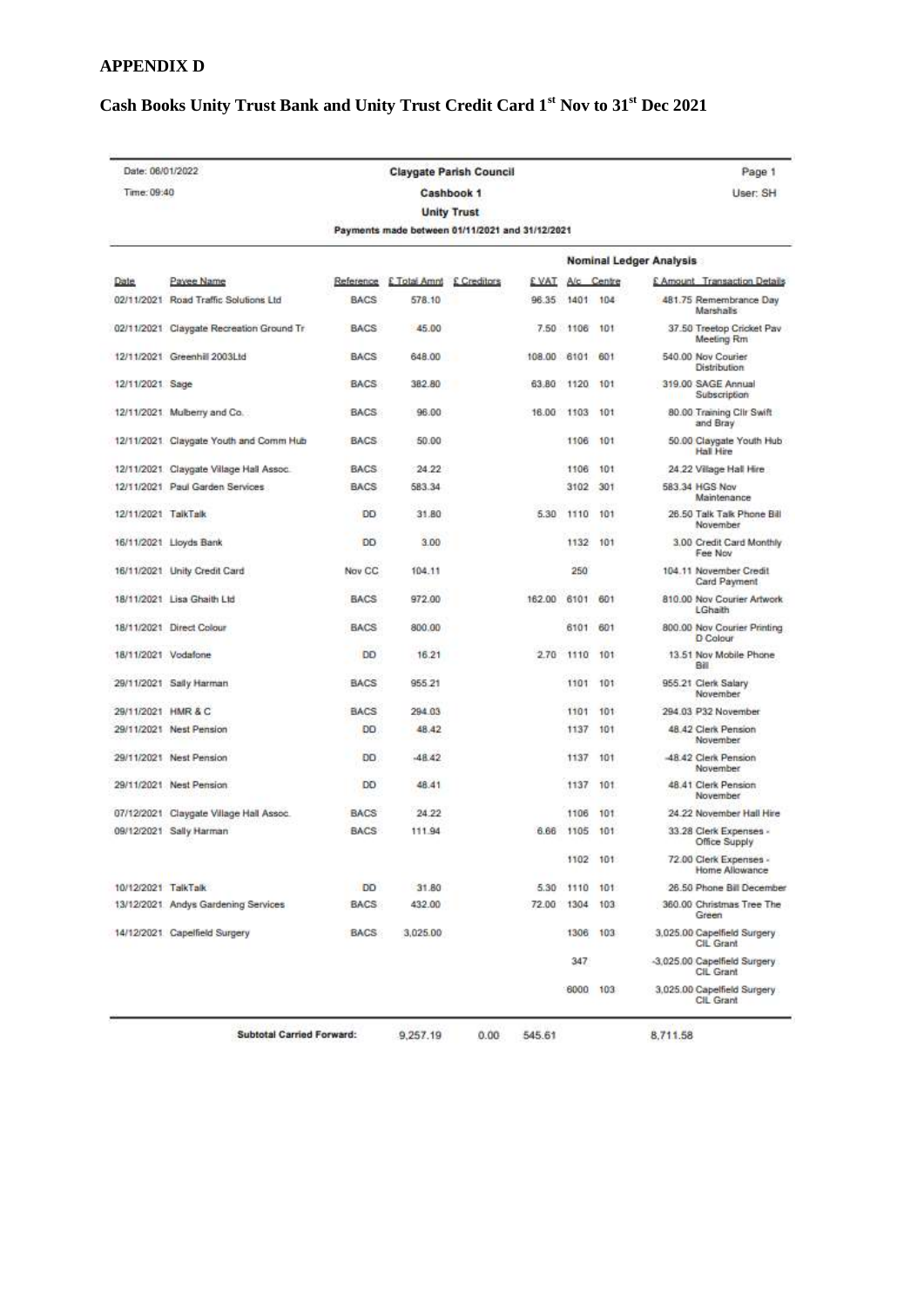# APPENDIX D

## Cash Books Unity Trust Bank and Unity Trust Credit Card 1st Nov to 31st Dec 2021

Date: 06/01/2022
Time: 09:40

**Claygate Parish Council**
**Cashbook 1**
**Unity Trust**
**Payments made between 01/11/2021 and 31/12/2021**

Page 1
User: SH

| Date | Payee Name | Reference | £ Total Amnt | £ Creditors | £ VAT | A/c | Centre | £ Amount | Transaction Details |
|---|---|---|---|---|---|---|---|---|---|
| | | | | | **Nominal Ledger Analysis** | | | | |
| 02/11/2021 | Road Traffic Solutions Ltd | BACS | 578.10 | | 96.35 | 1401 | 104 | 481.75 | Remembrance Day Marshalls |
| 02/11/2021 | Claygate Recreation Ground Tr | BACS | 45.00 | | 7.50 | 1106 | 101 | 37.50 | Treetop Cricket Pav Meeting Rm |
| 12/11/2021 | Greenhill 2003Ltd | BACS | 648.00 | | 108.00 | 6101 | 601 | 540.00 | Nov Courier Distribution |
| 12/11/2021 | Sage | BACS | 382.80 | | 63.80 | 1120 | 101 | 319.00 | SAGE Annual Subscription |
| 12/11/2021 | Mulberry and Co. | BACS | 96.00 | | 16.00 | 1103 | 101 | 80.00 | Training Cllr Swift and Bray |
| 12/11/2021 | Claygate Youth and Comm Hub | BACS | 50.00 | | | 1106 | 101 | 50.00 | Claygate Youth Hub Hall Hire |
| 12/11/2021 | Claygate Village Hall Assoc. | BACS | 24.22 | | | 1106 | 101 | 24.22 | Village Hall Hire |
| 12/11/2021 | Paul Garden Services | BACS | 583.34 | | | 3102 | 301 | 583.34 | HGS Nov Maintenance |
| 12/11/2021 | TalkTalk | DD | 31.80 | | 5.30 | 1110 | 101 | 26.50 | Talk Talk Phone Bill November |
| 16/11/2021 | Lloyds Bank | DD | 3.00 | | | 1132 | 101 | 3.00 | Credit Card Monthly Fee Nov |
| 16/11/2021 | Unity Credit Card | Nov CC | 104.11 | | | 250 | | 104.11 | November Credit Card Payment |
| 18/11/2021 | Lisa Ghaith Ltd | BACS | 972.00 | | 162.00 | 6101 | 601 | 810.00 | Nov Courier Artwork LGhaith |
| 18/11/2021 | Direct Colour | BACS | 800.00 | | | 6101 | 601 | 800.00 | Nov Courier Printing D Colour |
| 18/11/2021 | Vodafone | DD | 16.21 | | 2.70 | 1110 | 101 | 13.51 | Nov Mobile Phone Bill |
| 29/11/2021 | Sally Harman | BACS | 955.21 | | | 1101 | 101 | 955.21 | Clerk Salary November |
| 29/11/2021 | HMR & C | BACS | 294.03 | | | 1101 | 101 | 294.03 | P32 November |
| 29/11/2021 | Nest Pension | DD | 48.42 | | | 1137 | 101 | 48.42 | Clerk Pension November |
| 29/11/2021 | Nest Pension | DD | -48.42 | | | 1137 | 101 | -48.42 | Clerk Pension November |
| 29/11/2021 | Nest Pension | DD | 48.41 | | | 1137 | 101 | 48.41 | Clerk Pension November |
| 07/12/2021 | Claygate Village Hall Assoc. | BACS | 24.22 | | | 1106 | 101 | 24.22 | November Hall Hire |
| 09/12/2021 | Sally Harman | BACS | 111.94 | | 6.66 | 1105 | 101 | 33.28 | Clerk Expenses - Office Supply |
| | | | | | | 1102 | 101 | 72.00 | Clerk Expenses - Home Allowance |
| 10/12/2021 | TalkTalk | DD | 31.80 | | 5.30 | 1110 | 101 | 26.50 | Phone Bill December |
| 13/12/2021 | Andys Gardening Services | BACS | 432.00 | | 72.00 | 1304 | 103 | 360.00 | Christmas Tree The Green |
| 14/12/2021 | Capelfield Surgery | BACS | 3,025.00 | | | 1306 | 103 | 3,025.00 | Capelfield Surgery CIL Grant |
| | | | | | | 347 | | -3,025.00 | Capelfield Surgery CIL Grant |
| | | | | | | 6000 | 103 | 3,025.00 | Capelfield Surgery CIL Grant |
| | **Subtotal Carried Forward:** | | 9,257.19 | 0.00 | 545.61 | | | 8,711.58 | |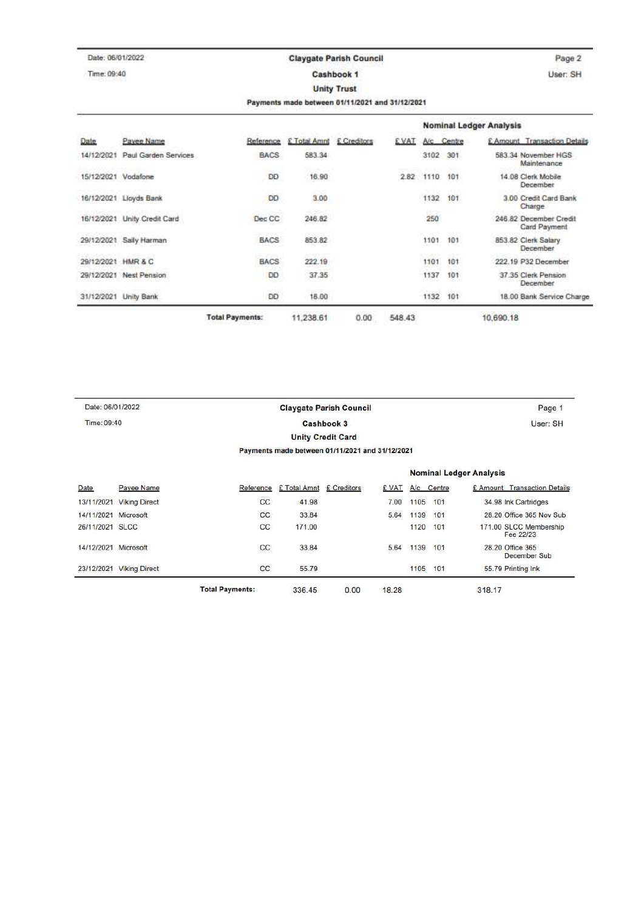Claygate Parish Council

Cashbook 1

Unity Trust

Payments made between 01/11/2021 and 31/12/2021

| Date | Payee Name | Reference | £ Total Amnt | £ Creditors | £ VAT | A/c | Centre | £ Amount | Transaction Details |
|---|---|---|---|---|---|---|---|---|---|
| | | | | | Nominal Ledger Analysis | | | | |
| 14/12/2021 | Paul Garden Services | BACS | 583.34 | | | 3102 | 301 | 583.34 | November HGS Maintenance |
| 15/12/2021 | Vodafone | DD | 16.90 | | 2.82 | 1110 | 101 | 14.08 | Clerk Mobile December |
| 16/12/2021 | Lloyds Bank | DD | 3.00 | | | 1132 | 101 | 3.00 | Credit Card Bank Charge |
| 16/12/2021 | Unity Credit Card | Dec CC | 246.82 | | | 250 | | 246.82 | December Credit Card Payment |
| 29/12/2021 | Sally Harman | BACS | 853.82 | | | 1101 | 101 | 853.82 | Clerk Salary December |
| 29/12/2021 | HMR & C | BACS | 222.19 | | | 1101 | 101 | 222.19 | P32 December |
| 29/12/2021 | Nest Pension | DD | 37.35 | | | 1137 | 101 | 37.35 | Clerk Pension December |
| 31/12/2021 | Unity Bank | DD | 18.00 | | | 1132 | 101 | 18.00 | Bank Service Charge |
| | | **Total Payments:** | 11,238.61 | 0.00 | 548.43 | | | 10,690.18 | |

Claygate Parish Council

Cashbook 3

Unity Credit Card

Payments made between 01/11/2021 and 31/12/2021

| Date | Payee Name | Reference | £ Total Amnt | £ Creditors | £ VAT | A/c | Centre | £ Amount | Transaction Details |
|---|---|---|---|---|---|---|---|---|---|
| | | | | | Nominal Ledger Analysis | | | | |
| 13/11/2021 | Viking Direct | CC | 41.98 | | 7.00 | 1105 | 101 | 34.98 | Ink Cartridges |
| 14/11/2021 | Microsoft | CC | 33.84 | | 5.64 | 1139 | 101 | 28.20 | Office 365 Nov Sub |
| 26/11/2021 | SLCC | CC | 171.00 | | | 1120 | 101 | 171.00 | SLCC Membership Fee 22/23 |
| 14/12/2021 | Microsoft | CC | 33.84 | | 5.64 | 1139 | 101 | 28.20 | Office 365 December Sub |
| 23/12/2021 | Viking Direct | CC | 55.79 | | | 1105 | 101 | 55.79 | Printing Ink |
| | | **Total Payments:** | 336.45 | 0.00 | 18.28 | | | 318.17 | |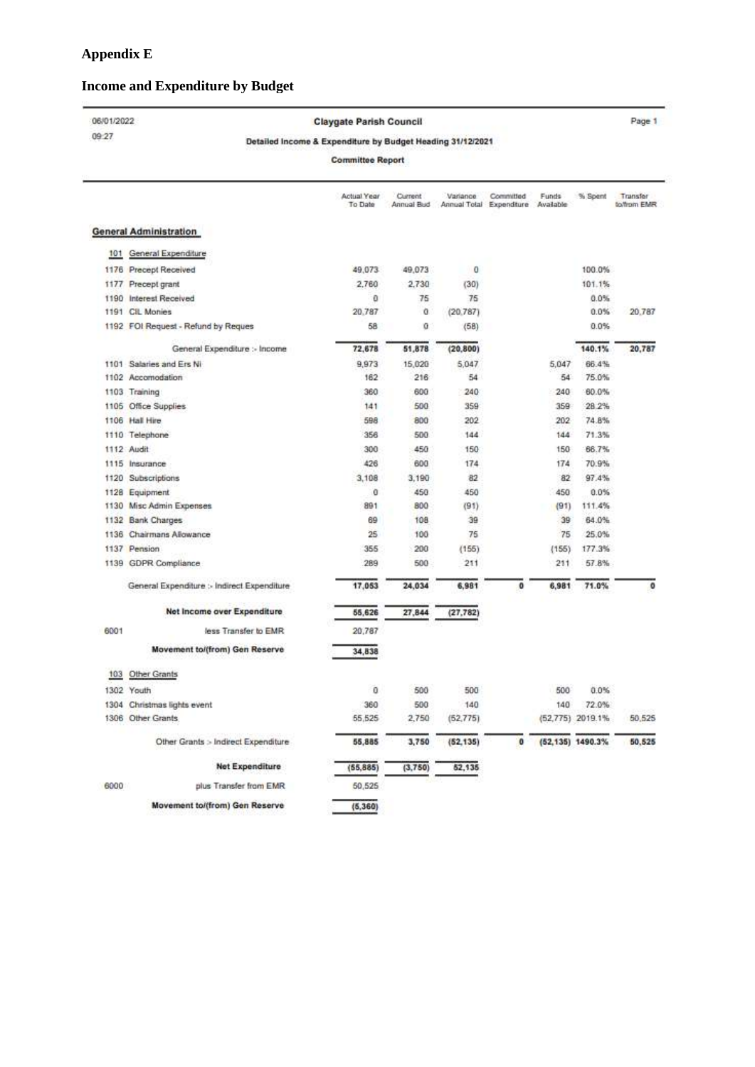# Appendix E

## Income and Expenditure by Budget

06/01/2022 09:27

**Claygate Parish Council**

**Detailed Income & Expenditure by Budget Heading 31/12/2021**

**Committee Report**

| | | Actual Year To Date | Current Annual Bud | Variance Annual Total | Committed Expenditure | Funds Available | % Spent | Transfer to/from EMR |
|---|---|---|---|---|---|---|---|---|
| **General Administration** | | | | | | | | |
| 101 | General Expenditure | | | | | | | |
| 1176 | Precept Received | 49,073 | 49,073 | 0 | | | 100.0% | |
| 1177 | Precept grant | 2,760 | 2,730 | (30) | | | 101.1% | |
| 1190 | Interest Received | 0 | 75 | 75 | | | 0.0% | |
| 1191 | CIL Monies | 20,787 | 0 | (20,787) | | | 0.0% | 20,787 |
| 1192 | FOI Request - Refund by Reques | 58 | 0 | (58) | | | 0.0% | |
| | General Expenditure :- Income | **72,678** | **51,878** | **(20,800)** | | | **140.1%** | **20,787** |
| 1101 | Salaries and Ers Ni | 9,973 | 15,020 | 5,047 | | 5,047 | 66.4% | |
| 1102 | Accomodation | 162 | 216 | 54 | | 54 | 75.0% | |
| 1103 | Training | 360 | 600 | 240 | | 240 | 60.0% | |
| 1105 | Office Supplies | 141 | 500 | 359 | | 359 | 28.2% | |
| 1106 | Hall Hire | 598 | 800 | 202 | | 202 | 74.8% | |
| 1110 | Telephone | 356 | 500 | 144 | | 144 | 71.3% | |
| 1112 | Audit | 300 | 450 | 150 | | 150 | 66.7% | |
| 1115 | Insurance | 426 | 600 | 174 | | 174 | 70.9% | |
| 1120 | Subscriptions | 3,108 | 3,190 | 82 | | 82 | 97.4% | |
| 1128 | Equipment | 0 | 450 | 450 | | 450 | 0.0% | |
| 1130 | Misc Admin Expenses | 891 | 800 | (91) | | (91) | 111.4% | |
| 1132 | Bank Charges | 69 | 108 | 39 | | 39 | 64.0% | |
| 1136 | Chairmans Allowance | 25 | 100 | 75 | | 75 | 25.0% | |
| 1137 | Pension | 355 | 200 | (155) | | (155) | 177.3% | |
| 1139 | GDPR Compliance | 289 | 500 | 211 | | 211 | 57.8% | |
| | General Expenditure :- Indirect Expenditure | **17,053** | **24,034** | **6,981** | **0** | **6,981** | **71.0%** | **0** |
| | **Net Income over Expenditure** | **55,626** | **27,844** | **(27,782)** | | | | |
| 6001 | less Transfer to EMR | 20,787 | | | | | | |
| | **Movement to/(from) Gen Reserve** | **34,838** | | | | | | |
| 103 | Other Grants | | | | | | | |
| 1302 | Youth | 0 | 500 | 500 | | 500 | 0.0% | |
| 1304 | Christmas lights event | 360 | 500 | 140 | | 140 | 72.0% | |
| 1306 | Other Grants | 55,525 | 2,750 | (52,775) | | (52,775) | 2019.1% | 50,525 |
| | Other Grants :- Indirect Expenditure | **55,885** | **3,750** | **(52,135)** | **0** | **(52,135)** | **1490.3%** | **50,525** |
| | **Net Expenditure** | **(55,885)** | **(3,750)** | **52,135** | | | | |
| 6000 | plus Transfer from EMR | 50,525 | | | | | | |
| | **Movement to/(from) Gen Reserve** | **(5,360)** | | | | | | |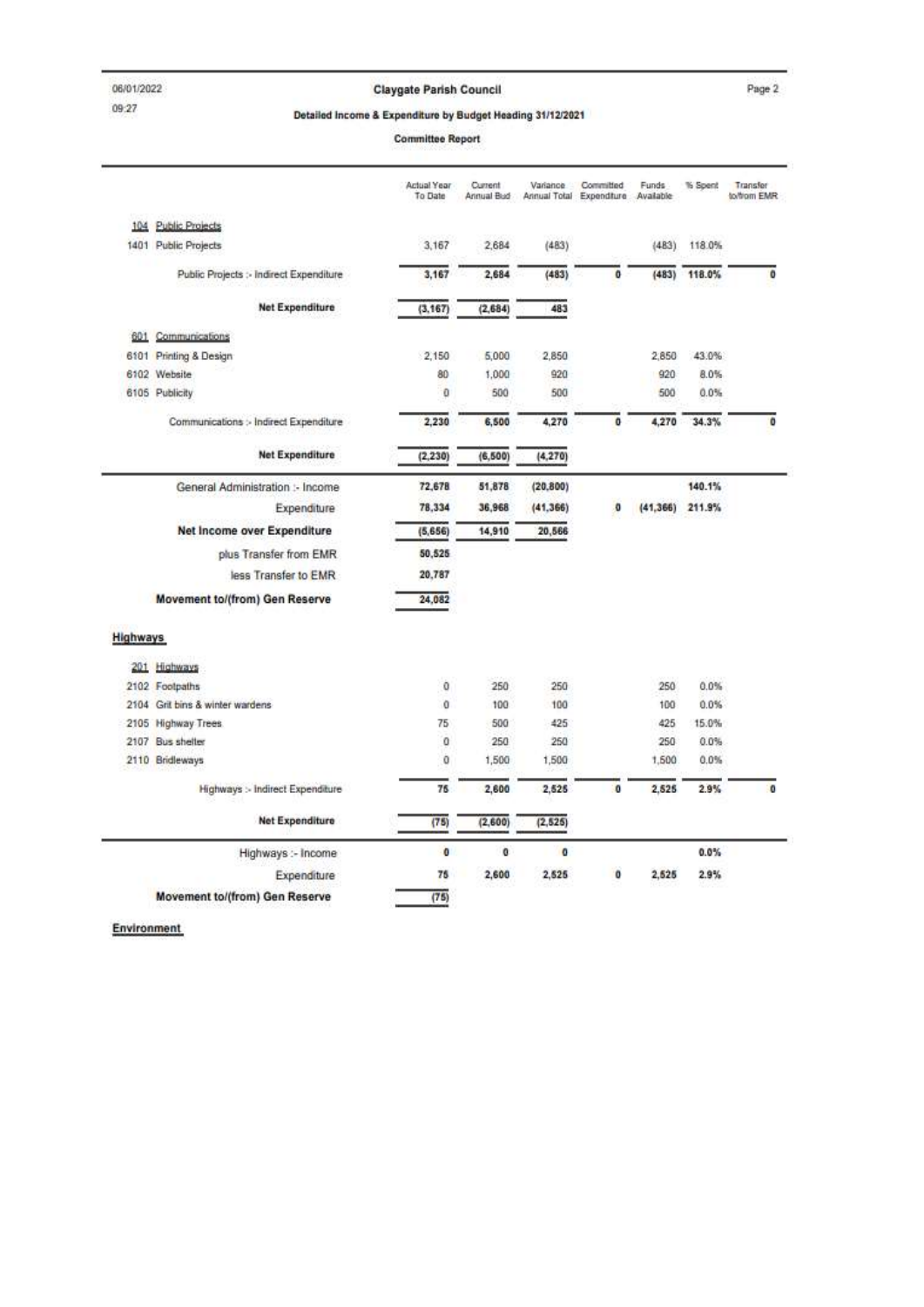# Claygate Parish Council

**Detailed Income & Expenditure by Budget Heading 31/12/2021**

**Committee Report**

| | Actual Year To Date | Current Annual Bud | Variance Annual Total | Committed Expenditure | Funds Available | % Spent | Transfer to/from EMR |
|---|---|---|---|---|---|---|---|
| **104 Public Projects** | | | | | | | |
| 1401 Public Projects | 3,167 | 2,684 | (483) | | (483) | 118.0% | |
| Public Projects :- Indirect Expenditure | **3,167** | **2,684** | **(483)** | **0** | **(483)** | **118.0%** | **0** |
| **Net Expenditure** | **(3,167)** | **(2,684)** | **483** | | | | |
| **601 Communications** | | | | | | | |
| 6101 Printing & Design | 2,150 | 5,000 | 2,850 | | 2,850 | 43.0% | |
| 6102 Website | 80 | 1,000 | 920 | | 920 | 8.0% | |
| 6105 Publicity | 0 | 500 | 500 | | 500 | 0.0% | |
| Communications :- Indirect Expenditure | **2,230** | **6,500** | **4,270** | **0** | **4,270** | **34.3%** | **0** |
| **Net Expenditure** | **(2,230)** | **(6,500)** | **(4,270)** | | | | |
| General Administration :- Income | **72,678** | **51,878** | **(20,800)** | | | **140.1%** | |
| Expenditure | **78,334** | **36,968** | **(41,366)** | **0** | **(41,366)** | **211.9%** | |
| **Net Income over Expenditure** | **(5,656)** | **14,910** | **20,566** | | | | |
| plus Transfer from EMR | **50,525** | | | | | | |
| less Transfer to EMR | **20,787** | | | | | | |
| **Movement to/(from) Gen Reserve** | **24,082** | | | | | | |

## Highways

| | Actual Year To Date | Current Annual Bud | Variance Annual Total | Committed Expenditure | Funds Available | % Spent | Transfer to/from EMR |
|---|---|---|---|---|---|---|---|
| **201 Highways** | | | | | | | |
| 2102 Footpaths | 0 | 250 | 250 | | 250 | 0.0% | |
| 2104 Grit bins & winter wardens | 0 | 100 | 100 | | 100 | 0.0% | |
| 2105 Highway Trees | 75 | 500 | 425 | | 425 | 15.0% | |
| 2107 Bus shelter | 0 | 250 | 250 | | 250 | 0.0% | |
| 2110 Bridleways | 0 | 1,500 | 1,500 | | 1,500 | 0.0% | |
| Highways :- Indirect Expenditure | **75** | **2,600** | **2,525** | **0** | **2,525** | **2.9%** | **0** |
| **Net Expenditure** | **(75)** | **(2,600)** | **(2,525)** | | | | |
| Highways :- Income | **0** | **0** | **0** | | | **0.0%** | |
| Expenditure | **75** | **2,600** | **2,525** | **0** | **2,525** | **2.9%** | |
| **Movement to/(from) Gen Reserve** | **(75)** | | | | | | |

## Environment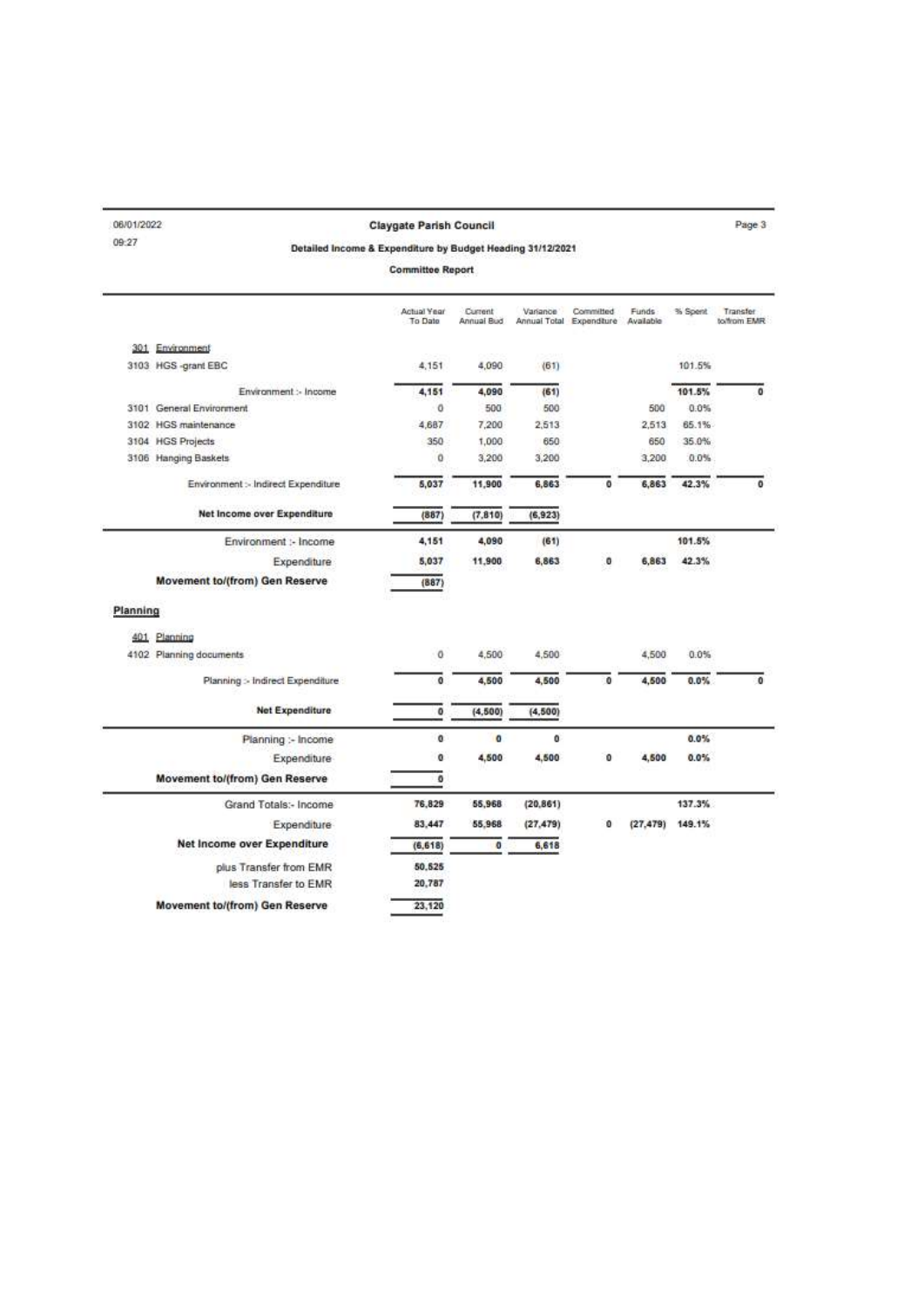## Claygate Parish Council

**Detailed Income & Expenditure by Budget Heading 31/12/2021**

**Committee Report**

| | Actual Year To Date | Current Annual Bud | Variance Annual Total | Committed Expenditure | Funds Available | % Spent | Transfer to/from EMR |
|---|---|---|---|---|---|---|---|
| **301 Environment** | | | | | | | |
| 3103 HGS -grant EBC | 4,151 | 4,090 | (61) | | | 101.5% | |
| Environment :- Income | 4,151 | 4,090 | (61) | | | 101.5% | 0 |
| 3101 General Environment | 0 | 500 | 500 | | 500 | 0.0% | |
| 3102 HGS maintenance | 4,687 | 7,200 | 2,513 | | 2,513 | 65.1% | |
| 3104 HGS Projects | 350 | 1,000 | 650 | | 650 | 35.0% | |
| 3106 Hanging Baskets | 0 | 3,200 | 3,200 | | 3,200 | 0.0% | |
| Environment :- Indirect Expenditure | 5,037 | 11,900 | 6,863 | 0 | 6,863 | 42.3% | 0 |
| **Net Income over Expenditure** | (887) | (7,810) | (6,923) | | | | |
| Environment :- Income | 4,151 | 4,090 | (61) | | | 101.5% | |
| Expenditure | 5,037 | 11,900 | 6,863 | 0 | 6,863 | 42.3% | |
| **Movement to/(from) Gen Reserve** | (887) | | | | | | |
| **Planning** | | | | | | | |
| **401 Planning** | | | | | | | |
| 4102 Planning documents | 0 | 4,500 | 4,500 | | 4,500 | 0.0% | |
| Planning :- Indirect Expenditure | 0 | 4,500 | 4,500 | 0 | 4,500 | 0.0% | 0 |
| **Net Expenditure** | 0 | (4,500) | (4,500) | | | | |
| Planning :- Income | 0 | 0 | 0 | | | 0.0% | |
| Expenditure | 0 | 4,500 | 4,500 | 0 | 4,500 | 0.0% | |
| **Movement to/(from) Gen Reserve** | 0 | | | | | | |
| Grand Totals:- Income | 76,829 | 55,968 | (20,861) | | | 137.3% | |
| Expenditure | 83,447 | 55,968 | (27,479) | 0 | (27,479) | 149.1% | |
| **Net Income over Expenditure** | (6,618) | 0 | 6,618 | | | | |
| plus Transfer from EMR | 50,525 | | | | | | |
| less Transfer to EMR | 20,787 | | | | | | |
| **Movement to/(from) Gen Reserve** | 23,120 | | | | | | |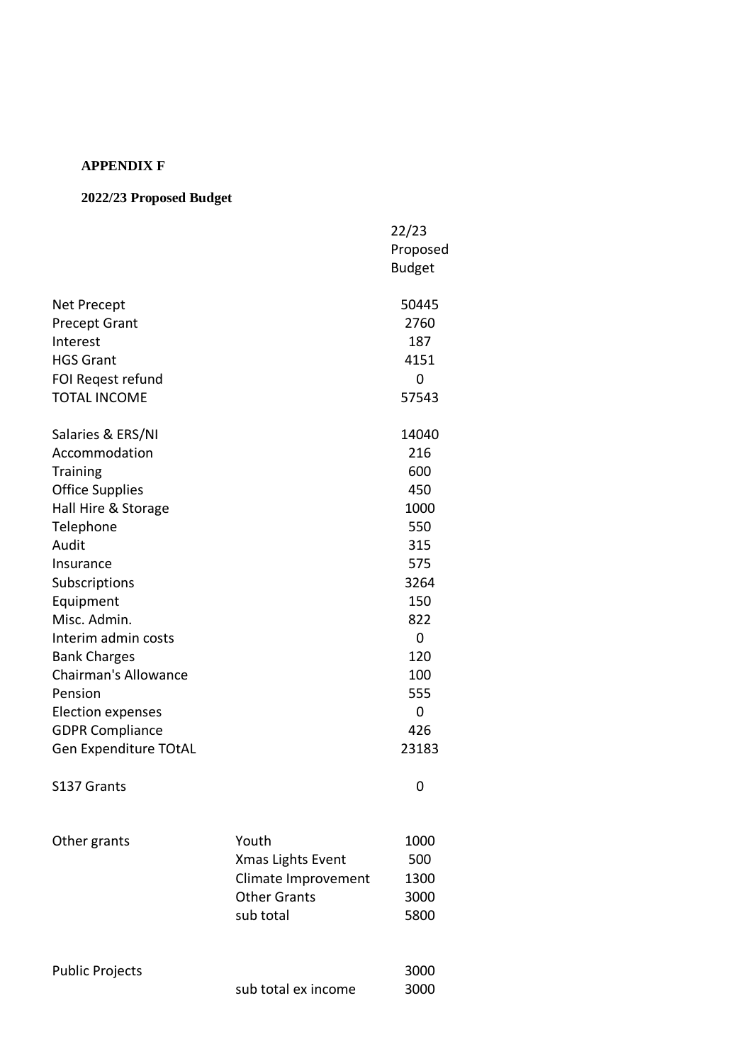**APPENDIX F**

**2022/23 Proposed Budget**

| | | 22/23 Proposed Budget |
|---|---|---|
| Net Precept | | 50445 |
| Precept Grant | | 2760 |
| Interest | | 187 |
| HGS Grant | | 4151 |
| FOI Reqest refund | | 0 |
| TOTAL INCOME | | 57543 |
| | | |
| Salaries & ERS/NI | | 14040 |
| Accommodation | | 216 |
| Training | | 600 |
| Office Supplies | | 450 |
| Hall Hire & Storage | | 1000 |
| Telephone | | 550 |
| Audit | | 315 |
| Insurance | | 575 |
| Subscriptions | | 3264 |
| Equipment | | 150 |
| Misc. Admin. | | 822 |
| Interim admin costs | | 0 |
| Bank Charges | | 120 |
| Chairman's Allowance | | 100 |
| Pension | | 555 |
| Election expenses | | 0 |
| GDPR Compliance | | 426 |
| Gen Expenditure TOtAL | | 23183 |
| | | |
| S137 Grants | | 0 |
| | | |
| Other grants | Youth | 1000 |
| | Xmas Lights Event | 500 |
| | Climate Improvement | 1300 |
| | Other Grants | 3000 |
| | sub total | 5800 |
| | | |
| Public Projects | | 3000 |
| | sub total ex income | 3000 |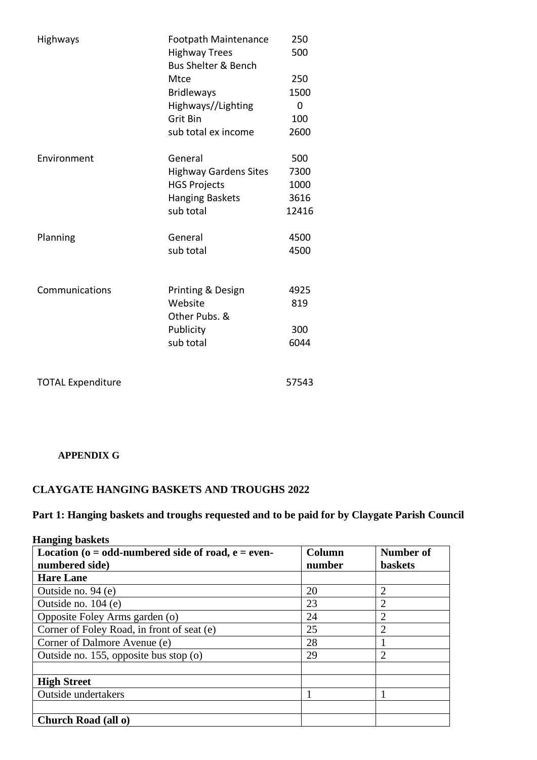| | | |
|---|---|---|
| Highways | Footpath Maintenance | 250 |
| | Highway Trees | 500 |
| | Bus Shelter & Bench Mtce | 250 |
| | Bridleways | 1500 |
| | Highways//Lighting | 0 |
| | Grit Bin | 100 |
| | sub total ex income | 2600 |
| | | |
| Environment | General | 500 |
| | Highway Gardens Sites | 7300 |
| | HGS Projects | 1000 |
| | Hanging Baskets | 3616 |
| | sub total | 12416 |
| | | |
| Planning | General | 4500 |
| | sub total | 4500 |
| | | |
| Communications | Printing & Design | 4925 |
| | Website | 819 |
| | Other Pubs. & Publicity | 300 |
| | sub total | 6044 |
| | | |
| TOTAL Expenditure | | 57543 |

**APPENDIX G**

## CLAYGATE HANGING BASKETS AND TROUGHS 2022

### Part 1: Hanging baskets and troughs requested and to be paid for by Claygate Parish Council

**Hanging baskets**

| Location (o = odd-numbered side of road, e = even-numbered side) | Column number | Number of baskets |
|---|---|---|
| **Hare Lane** | | |
| Outside no. 94 (e) | 20 | 2 |
| Outside no. 104 (e) | 23 | 2 |
| Opposite Foley Arms garden (o) | 24 | 2 |
| Corner of Foley Road, in front of seat (e) | 25 | 2 |
| Corner of Dalmore Avenue (e) | 28 | 1 |
| Outside no. 155, opposite bus stop (o) | 29 | 2 |
| | | |
| **High Street** | | |
| Outside undertakers | 1 | 1 |
| | | |
| **Church Road (all o)** | | |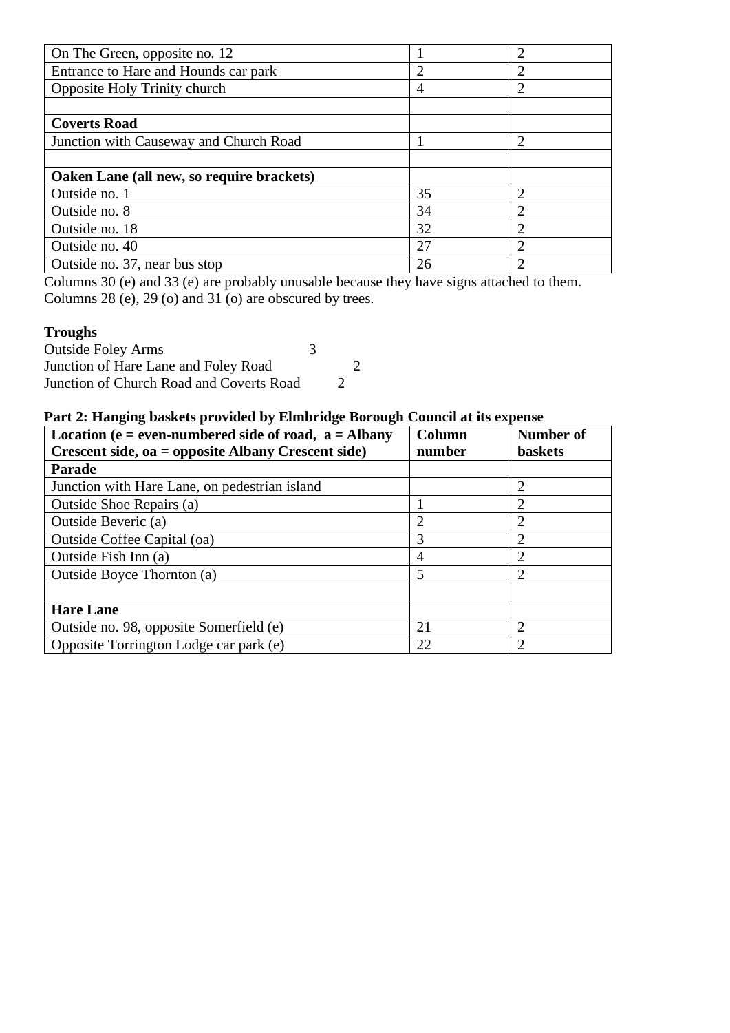| | | |
|---|---|---|
| On The Green, opposite no. 12 | 1 | 2 |
| Entrance to Hare and Hounds car park | 2 | 2 |
| Opposite Holy Trinity church | 4 | 2 |
| | | |
| **Coverts Road** | | |
| Junction with Causeway and Church Road | 1 | 2 |
| | | |
| **Oaken Lane (all new, so require brackets)** | | |
| Outside no. 1 | 35 | 2 |
| Outside no. 8 | 34 | 2 |
| Outside no. 18 | 32 | 2 |
| Outside no. 40 | 27 | 2 |
| Outside no. 37, near bus stop | 26 | 2 |

Columns 30 (e) and 33 (e) are probably unusable because they have signs attached to them. Columns 28 (e), 29 (o) and 31 (o) are obscured by trees.

**Troughs**

Outside Foley Arms 3
Junction of Hare Lane and Foley Road 2
Junction of Church Road and Coverts Road 2

**Part 2: Hanging baskets provided by Elmbridge Borough Council at its expense**

| Location (e = even-numbered side of road, a = Albany Crescent side, oa = opposite Albany Crescent side) | Column number | Number of baskets |
|---|---|---|
| **Parade** | | |
| Junction with Hare Lane, on pedestrian island | | 2 |
| Outside Shoe Repairs (a) | 1 | 2 |
| Outside Beveric (a) | 2 | 2 |
| Outside Coffee Capital (oa) | 3 | 2 |
| Outside Fish Inn (a) | 4 | 2 |
| Outside Boyce Thornton (a) | 5 | 2 |
| | | |
| **Hare Lane** | | |
| Outside no. 98, opposite Somerfield (e) | 21 | 2 |
| Opposite Torrington Lodge car park (e) | 22 | 2 |